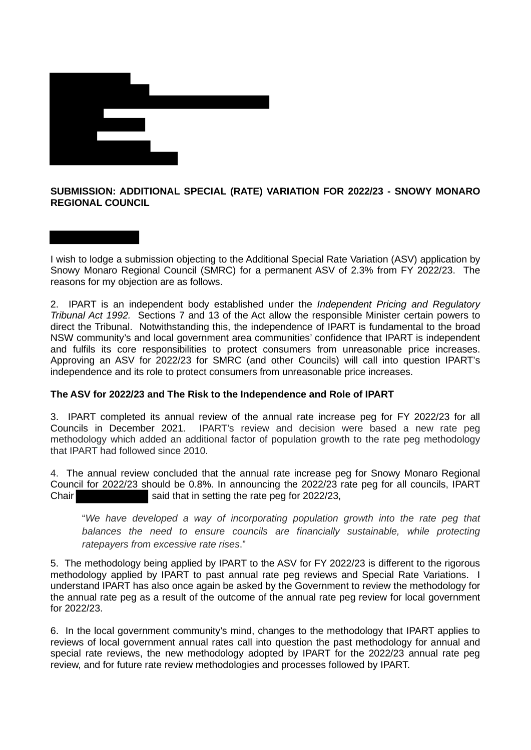**SUBMISSION: ADDITIONAL SPECIAL (RATE) VARIATION FOR 2022/23 - SNOWY MONARO REGIONAL COUNCIL**

I wish to lodge a submission objecting to the Additional Special Rate Variation (ASV) application by Snowy Monaro Regional Council (SMRC) for a permanent ASV of 2.3% from FY 2022/23. The reasons for my objection are as follows.

2. IPART is an independent body established under the *Independent Pricing and Regulatory Tribunal Act 1992.* Sections 7 and 13 of the Act allow the responsible Minister certain powers to direct the Tribunal. Notwithstanding this, the independence of IPART is fundamental to the broad NSW community's and local government area communities' confidence that IPART is independent and fulfils its core responsibilities to protect consumers from unreasonable price increases. Approving an ASV for 2022/23 for SMRC (and other Councils) will call into question IPART's independence and its role to protect consumers from unreasonable price increases.

**The ASV for 2022/23 and The Risk to the Independence and Role of IPART**

3. IPART completed its annual review of the annual rate increase peg for FY 2022/23 for all Councils in December 2021. IPART's review and decision were based a new rate peg methodology which added an additional factor of population growth to the rate peg methodology that IPART had followed since 2010.

4. The annual review concluded that the annual rate increase peg for Snowy Monaro Regional Council for 2022/23 should be 0.8%. In announcing the 2022/23 rate peg for all councils, IPART Chair said that in setting the rate peg for 2022/23,

> "*We have developed a way of incorporating population growth into the rate peg that balances the need to ensure councils are financially sustainable, while protecting ratepayers from excessive rate rises*."

5. The methodology being applied by IPART to the ASV for FY 2022/23 is different to the rigorous methodology applied by IPART to past annual rate peg reviews and Special Rate Variations. I understand IPART has also once again be asked by the Government to review the methodology for the annual rate peg as a result of the outcome of the annual rate peg review for local government for 2022/23.

6. In the local government community's mind, changes to the methodology that IPART applies to reviews of local government annual rates call into question the past methodology for annual and special rate reviews, the new methodology adopted by IPART for the 2022/23 annual rate peg review, and for future rate review methodologies and processes followed by IPART.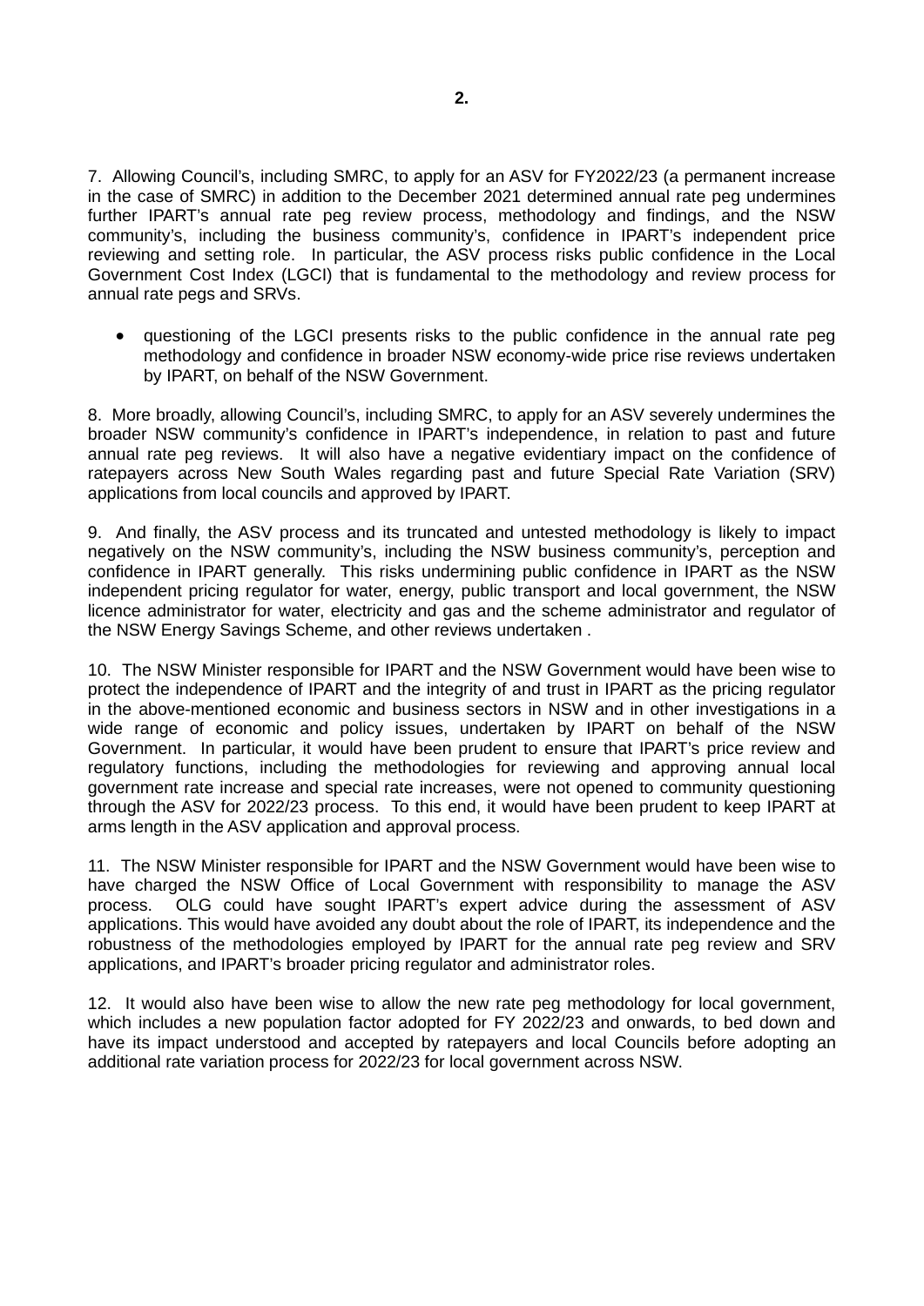7. Allowing Council's, including SMRC, to apply for an ASV for FY2022/23 (a permanent increase in the case of SMRC) in addition to the December 2021 determined annual rate peg undermines further IPART's annual rate peg review process, methodology and findings, and the NSW community's, including the business community's, confidence in IPART's independent price reviewing and setting role. In particular, the ASV process risks public confidence in the Local Government Cost Index (LGCI) that is fundamental to the methodology and review process for annual rate pegs and SRVs.

- questioning of the LGCI presents risks to the public confidence in the annual rate peg methodology and confidence in broader NSW economy-wide price rise reviews undertaken by IPART, on behalf of the NSW Government.

8. More broadly, allowing Council's, including SMRC, to apply for an ASV severely undermines the broader NSW community's confidence in IPART's independence, in relation to past and future annual rate peg reviews. It will also have a negative evidentiary impact on the confidence of ratepayers across New South Wales regarding past and future Special Rate Variation (SRV) applications from local councils and approved by IPART.

9. And finally, the ASV process and its truncated and untested methodology is likely to impact negatively on the NSW community's, including the NSW business community's, perception and confidence in IPART generally. This risks undermining public confidence in IPART as the NSW independent pricing regulator for water, energy, public transport and local government, the NSW licence administrator for water, electricity and gas and the scheme administrator and regulator of the NSW Energy Savings Scheme, and other reviews undertaken .

10. The NSW Minister responsible for IPART and the NSW Government would have been wise to protect the independence of IPART and the integrity of and trust in IPART as the pricing regulator in the above-mentioned economic and business sectors in NSW and in other investigations in a wide range of economic and policy issues, undertaken by IPART on behalf of the NSW Government. In particular, it would have been prudent to ensure that IPART's price review and regulatory functions, including the methodologies for reviewing and approving annual local government rate increase and special rate increases, were not opened to community questioning through the ASV for 2022/23 process. To this end, it would have been prudent to keep IPART at arms length in the ASV application and approval process.

11. The NSW Minister responsible for IPART and the NSW Government would have been wise to have charged the NSW Office of Local Government with responsibility to manage the ASV process. OLG could have sought IPART's expert advice during the assessment of ASV applications. This would have avoided any doubt about the role of IPART, its independence and the robustness of the methodologies employed by IPART for the annual rate peg review and SRV applications, and IPART's broader pricing regulator and administrator roles.

12. It would also have been wise to allow the new rate peg methodology for local government, which includes a new population factor adopted for FY 2022/23 and onwards, to bed down and have its impact understood and accepted by ratepayers and local Councils before adopting an additional rate variation process for 2022/23 for local government across NSW.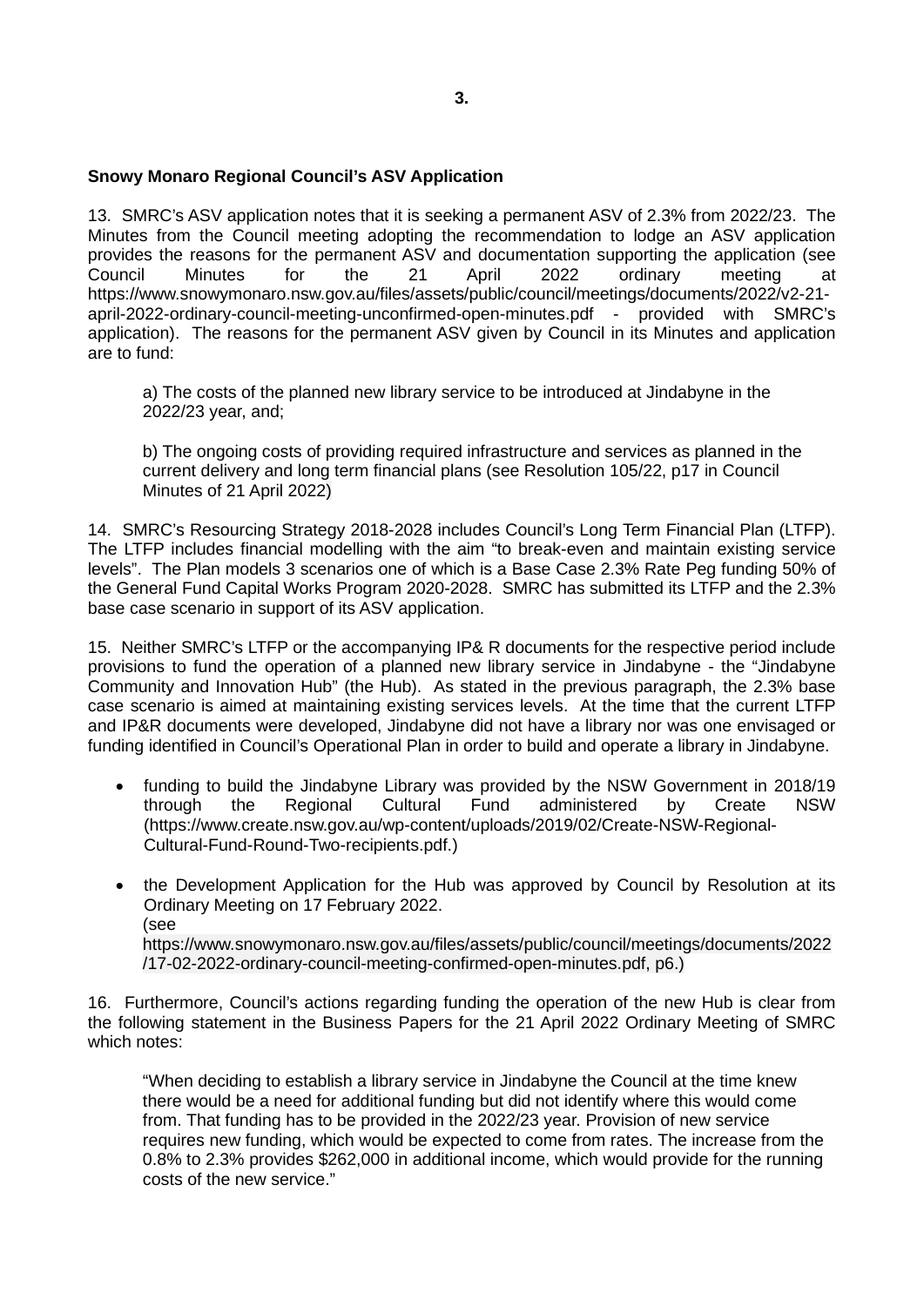## Snowy Monaro Regional Council's ASV Application

13. SMRC's ASV application notes that it is seeking a permanent ASV of 2.3% from 2022/23. The Minutes from the Council meeting adopting the recommendation to lodge an ASV application provides the reasons for the permanent ASV and documentation supporting the application (see Council Minutes for the 21 April 2022 ordinary meeting at https://www.snowymonaro.nsw.gov.au/files/assets/public/council/meetings/documents/2022/v2-21-april-2022-ordinary-council-meeting-unconfirmed-open-minutes.pdf - provided with SMRC's application). The reasons for the permanent ASV given by Council in its Minutes and application are to fund:

> a) The costs of the planned new library service to be introduced at Jindabyne in the 2022/23 year, and;
>
> b) The ongoing costs of providing required infrastructure and services as planned in the current delivery and long term financial plans (see Resolution 105/22, p17 in Council Minutes of 21 April 2022)

14. SMRC's Resourcing Strategy 2018-2028 includes Council's Long Term Financial Plan (LTFP). The LTFP includes financial modelling with the aim "to break-even and maintain existing service levels". The Plan models 3 scenarios one of which is a Base Case 2.3% Rate Peg funding 50% of the General Fund Capital Works Program 2020-2028. SMRC has submitted its LTFP and the 2.3% base case scenario in support of its ASV application.

15. Neither SMRC's LTFP or the accompanying IP& R documents for the respective period include provisions to fund the operation of a planned new library service in Jindabyne - the "Jindabyne Community and Innovation Hub" (the Hub). As stated in the previous paragraph, the 2.3% base case scenario is aimed at maintaining existing services levels. At the time that the current LTFP and IP&R documents were developed, Jindabyne did not have a library nor was one envisaged or funding identified in Council's Operational Plan in order to build and operate a library in Jindabyne.

- funding to build the Jindabyne Library was provided by the NSW Government in 2018/19 through the Regional Cultural Fund administered by Create NSW (https://www.create.nsw.gov.au/wp-content/uploads/2019/02/Create-NSW-Regional-Cultural-Fund-Round-Two-recipients.pdf.)

- the Development Application for the Hub was approved by Council by Resolution at its Ordinary Meeting on 17 February 2022.
(see https://www.snowymonaro.nsw.gov.au/files/assets/public/council/meetings/documents/2022/17-02-2022-ordinary-council-meeting-confirmed-open-minutes.pdf, p6.)

16. Furthermore, Council's actions regarding funding the operation of the new Hub is clear from the following statement in the Business Papers for the 21 April 2022 Ordinary Meeting of SMRC which notes:

> "When deciding to establish a library service in Jindabyne the Council at the time knew there would be a need for additional funding but did not identify where this would come from. That funding has to be provided in the 2022/23 year. Provision of new service requires new funding, which would be expected to come from rates. The increase from the 0.8% to 2.3% provides $262,000 in additional income, which would provide for the running costs of the new service."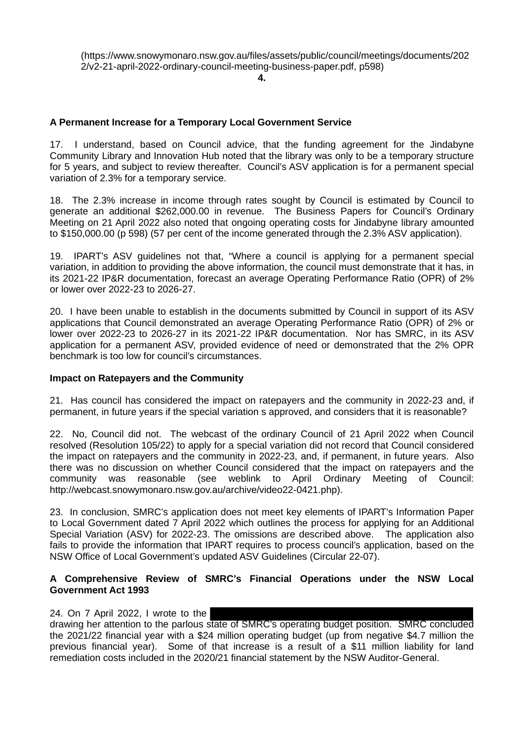(https://www.snowymonaro.nsw.gov.au/files/assets/public/council/meetings/documents/2022/v2-21-april-2022-ordinary-council-meeting-business-paper.pdf, p598)

**A Permanent Increase for a Temporary Local Government Service**

17. I understand, based on Council advice, that the funding agreement for the Jindabyne Community Library and Innovation Hub noted that the library was only to be a temporary structure for 5 years, and subject to review thereafter. Council's ASV application is for a permanent special variation of 2.3% for a temporary service.

18. The 2.3% increase in income through rates sought by Council is estimated by Council to generate an additional $262,000.00 in revenue. The Business Papers for Council's Ordinary Meeting on 21 April 2022 also noted that ongoing operating costs for Jindabyne library amounted to $150,000.00 (p 598) (57 per cent of the income generated through the 2.3% ASV application).

19. IPART's ASV guidelines not that, "Where a council is applying for a permanent special variation, in addition to providing the above information, the council must demonstrate that it has, in its 2021-22 IP&R documentation, forecast an average Operating Performance Ratio (OPR) of 2% or lower over 2022-23 to 2026-27.

20. I have been unable to establish in the documents submitted by Council in support of its ASV applications that Council demonstrated an average Operating Performance Ratio (OPR) of 2% or lower over 2022-23 to 2026-27 in its 2021-22 IP&R documentation. Nor has SMRC, in its ASV application for a permanent ASV, provided evidence of need or demonstrated that the 2% OPR benchmark is too low for council's circumstances.

**Impact on Ratepayers and the Community**

21. Has council has considered the impact on ratepayers and the community in 2022-23 and, if permanent, in future years if the special variation s approved, and considers that it is reasonable?

22. No, Council did not. The webcast of the ordinary Council of 21 April 2022 when Council resolved (Resolution 105/22) to apply for a special variation did not record that Council considered the impact on ratepayers and the community in 2022-23, and, if permanent, in future years. Also there was no discussion on whether Council considered that the impact on ratepayers and the community was reasonable (see weblink to April Ordinary Meeting of Council: http://webcast.snowymonaro.nsw.gov.au/archive/video22-0421.php).

23. In conclusion, SMRC's application does not meet key elements of IPART's Information Paper to Local Government dated 7 April 2022 which outlines the process for applying for an Additional Special Variation (ASV) for 2022-23. The omissions are described above. The application also fails to provide the information that IPART requires to process council's application, based on the NSW Office of Local Government's updated ASV Guidelines (Circular 22-07).

**A Comprehensive Review of SMRC's Financial Operations under the NSW Local Government Act 1993**

24. On 7 April 2022, I wrote to the [REDACTED] drawing her attention to the parlous state of SMRC's operating budget position. SMRC concluded the 2021/22 financial year with a $24 million operating budget (up from negative $4.7 million the previous financial year). Some of that increase is a result of a $11 million liability for land remediation costs included in the 2020/21 financial statement by the NSW Auditor-General.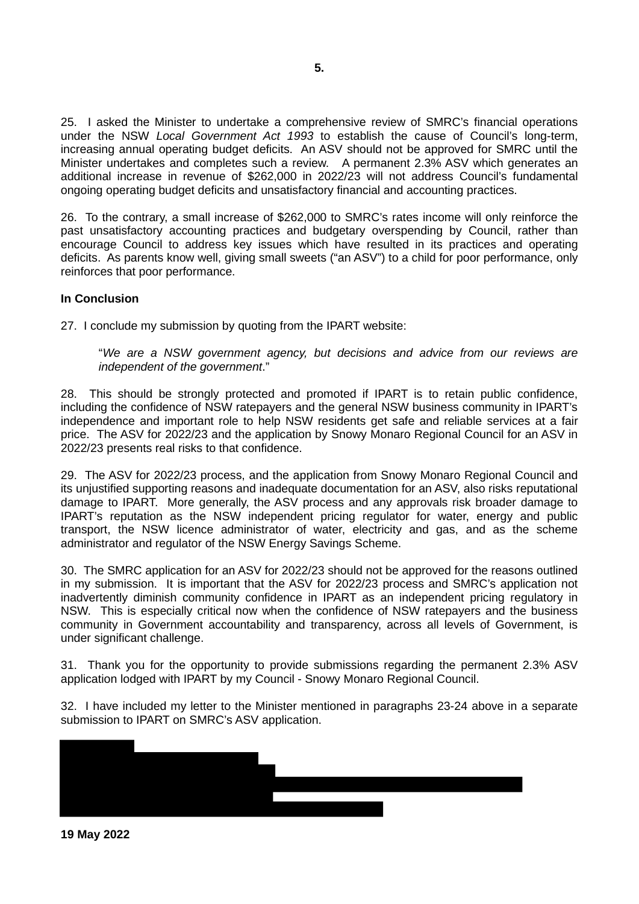25. I asked the Minister to undertake a comprehensive review of SMRC's financial operations under the NSW *Local Government Act 1993* to establish the cause of Council's long-term, increasing annual operating budget deficits. An ASV should not be approved for SMRC until the Minister undertakes and completes such a review. A permanent 2.3% ASV which generates an additional increase in revenue of $262,000 in 2022/23 will not address Council's fundamental ongoing operating budget deficits and unsatisfactory financial and accounting practices.

26. To the contrary, a small increase of $262,000 to SMRC's rates income will only reinforce the past unsatisfactory accounting practices and budgetary overspending by Council, rather than encourage Council to address key issues which have resulted in its practices and operating deficits. As parents know well, giving small sweets ("an ASV") to a child for poor performance, only reinforces that poor performance.

**In Conclusion**

27. I conclude my submission by quoting from the IPART website:

> "*We are a NSW government agency, but decisions and advice from our reviews are independent of the government*."

28. This should be strongly protected and promoted if IPART is to retain public confidence, including the confidence of NSW ratepayers and the general NSW business community in IPART's independence and important role to help NSW residents get safe and reliable services at a fair price. The ASV for 2022/23 and the application by Snowy Monaro Regional Council for an ASV in 2022/23 presents real risks to that confidence.

29. The ASV for 2022/23 process, and the application from Snowy Monaro Regional Council and its unjustified supporting reasons and inadequate documentation for an ASV, also risks reputational damage to IPART. More generally, the ASV process and any approvals risk broader damage to IPART's reputation as the NSW independent pricing regulator for water, energy and public transport, the NSW licence administrator of water, electricity and gas, and as the scheme administrator and regulator of the NSW Energy Savings Scheme.

30. The SMRC application for an ASV for 2022/23 should not be approved for the reasons outlined in my submission. It is important that the ASV for 2022/23 process and SMRC's application not inadvertently diminish community confidence in IPART as an independent pricing regulatory in NSW. This is especially critical now when the confidence of NSW ratepayers and the business community in Government accountability and transparency, across all levels of Government, is under significant challenge.

31. Thank you for the opportunity to provide submissions regarding the permanent 2.3% ASV application lodged with IPART by my Council - Snowy Monaro Regional Council.

32. I have included my letter to the Minister mentioned in paragraphs 23-24 above in a separate submission to IPART on SMRC's ASV application.

**19 May 2022**